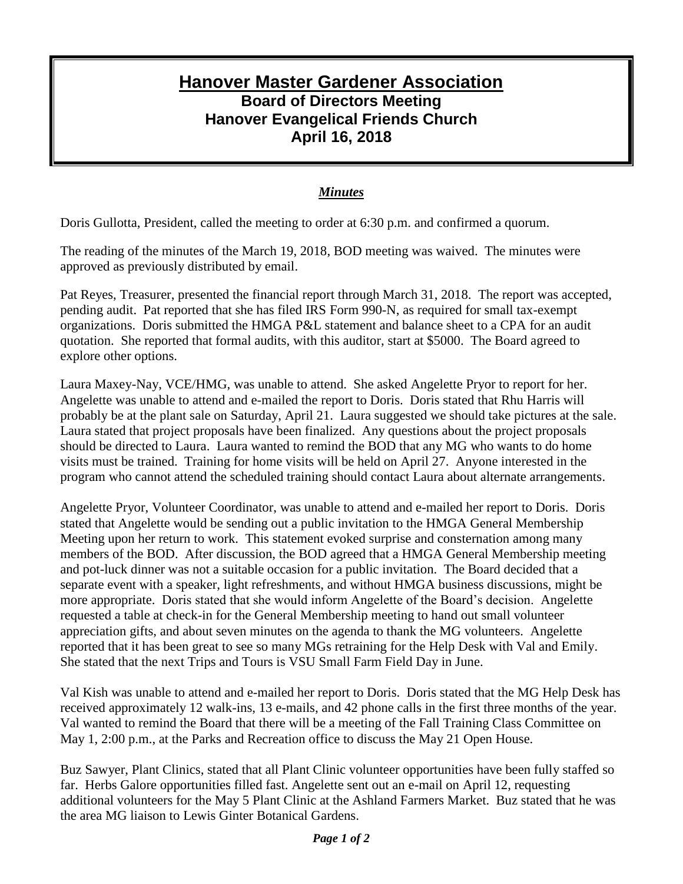# Hanover Master Gardener Association

## Board of Directors Meeting
## Hanover Evangelical Friends Church
## April 16, 2018

***Minutes***

Doris Gullotta, President, called the meeting to order at 6:30 p.m. and confirmed a quorum.

The reading of the minutes of the March 19, 2018, BOD meeting was waived. The minutes were approved as previously distributed by email.

Pat Reyes, Treasurer, presented the financial report through March 31, 2018. The report was accepted, pending audit. Pat reported that she has filed IRS Form 990-N, as required for small tax-exempt organizations. Doris submitted the HMGA P&L statement and balance sheet to a CPA for an audit quotation. She reported that formal audits, with this auditor, start at $5000. The Board agreed to explore other options.

Laura Maxey-Nay, VCE/HMG, was unable to attend. She asked Angelette Pryor to report for her. Angelette was unable to attend and e-mailed the report to Doris. Doris stated that Rhu Harris will probably be at the plant sale on Saturday, April 21. Laura suggested we should take pictures at the sale. Laura stated that project proposals have been finalized. Any questions about the project proposals should be directed to Laura. Laura wanted to remind the BOD that any MG who wants to do home visits must be trained. Training for home visits will be held on April 27. Anyone interested in the program who cannot attend the scheduled training should contact Laura about alternate arrangements.

Angelette Pryor, Volunteer Coordinator, was unable to attend and e-mailed her report to Doris. Doris stated that Angelette would be sending out a public invitation to the HMGA General Membership Meeting upon her return to work. This statement evoked surprise and consternation among many members of the BOD. After discussion, the BOD agreed that a HMGA General Membership meeting and pot-luck dinner was not a suitable occasion for a public invitation. The Board decided that a separate event with a speaker, light refreshments, and without HMGA business discussions, might be more appropriate. Doris stated that she would inform Angelette of the Board's decision. Angelette requested a table at check-in for the General Membership meeting to hand out small volunteer appreciation gifts, and about seven minutes on the agenda to thank the MG volunteers. Angelette reported that it has been great to see so many MGs retraining for the Help Desk with Val and Emily. She stated that the next Trips and Tours is VSU Small Farm Field Day in June.

Val Kish was unable to attend and e-mailed her report to Doris. Doris stated that the MG Help Desk has received approximately 12 walk-ins, 13 e-mails, and 42 phone calls in the first three months of the year. Val wanted to remind the Board that there will be a meeting of the Fall Training Class Committee on May 1, 2:00 p.m., at the Parks and Recreation office to discuss the May 21 Open House.

Buz Sawyer, Plant Clinics, stated that all Plant Clinic volunteer opportunities have been fully staffed so far. Herbs Galore opportunities filled fast. Angelette sent out an e-mail on April 12, requesting additional volunteers for the May 5 Plant Clinic at the Ashland Farmers Market. Buz stated that he was the area MG liaison to Lewis Ginter Botanical Gardens.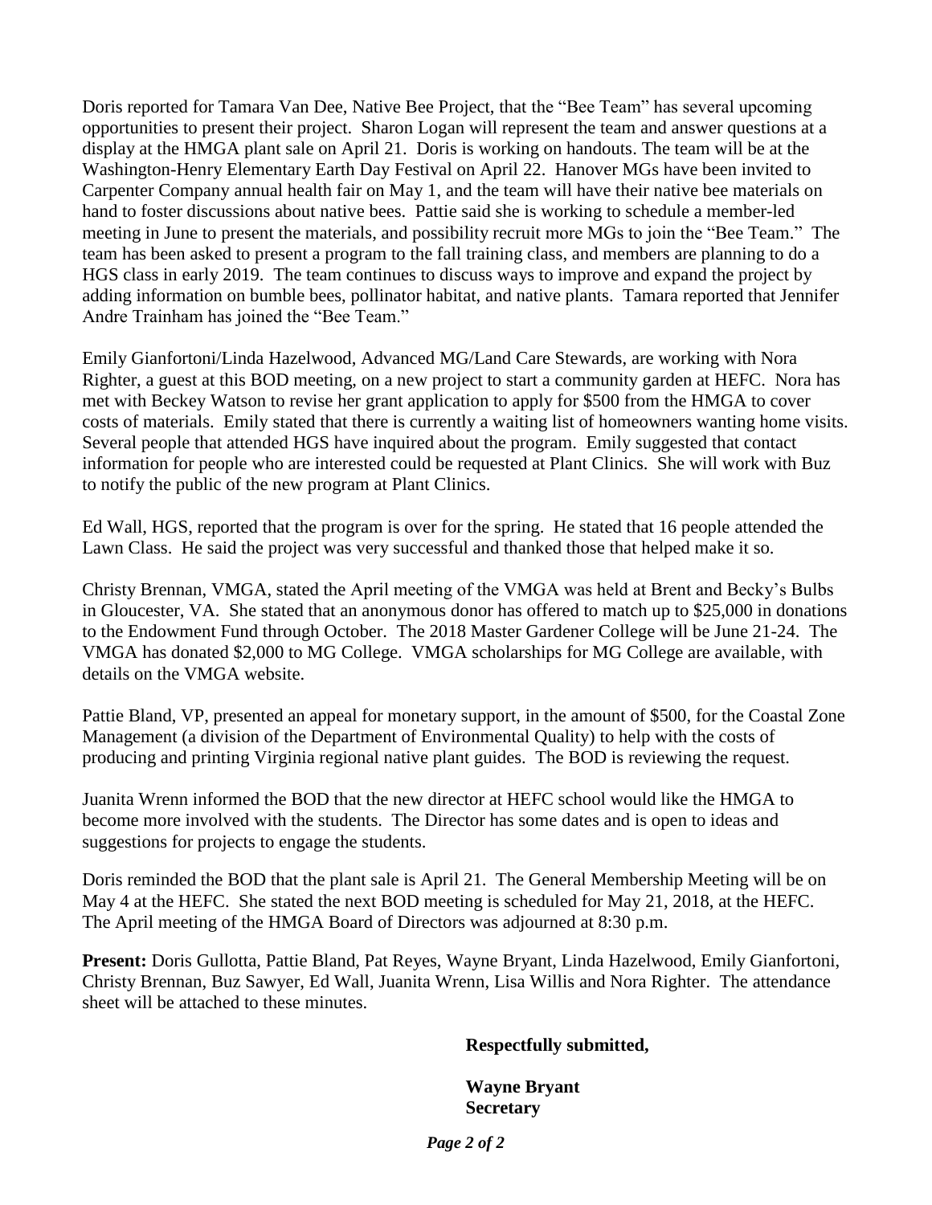Doris reported for Tamara Van Dee, Native Bee Project, that the "Bee Team" has several upcoming opportunities to present their project. Sharon Logan will represent the team and answer questions at a display at the HMGA plant sale on April 21. Doris is working on handouts. The team will be at the Washington-Henry Elementary Earth Day Festival on April 22. Hanover MGs have been invited to Carpenter Company annual health fair on May 1, and the team will have their native bee materials on hand to foster discussions about native bees. Pattie said she is working to schedule a member-led meeting in June to present the materials, and possibility recruit more MGs to join the "Bee Team." The team has been asked to present a program to the fall training class, and members are planning to do a HGS class in early 2019. The team continues to discuss ways to improve and expand the project by adding information on bumble bees, pollinator habitat, and native plants. Tamara reported that Jennifer Andre Trainham has joined the "Bee Team."

Emily Gianfortoni/Linda Hazelwood, Advanced MG/Land Care Stewards, are working with Nora Righter, a guest at this BOD meeting, on a new project to start a community garden at HEFC. Nora has met with Beckey Watson to revise her grant application to apply for $500 from the HMGA to cover costs of materials. Emily stated that there is currently a waiting list of homeowners wanting home visits. Several people that attended HGS have inquired about the program. Emily suggested that contact information for people who are interested could be requested at Plant Clinics. She will work with Buz to notify the public of the new program at Plant Clinics.

Ed Wall, HGS, reported that the program is over for the spring. He stated that 16 people attended the Lawn Class. He said the project was very successful and thanked those that helped make it so.

Christy Brennan, VMGA, stated the April meeting of the VMGA was held at Brent and Becky's Bulbs in Gloucester, VA. She stated that an anonymous donor has offered to match up to $25,000 in donations to the Endowment Fund through October. The 2018 Master Gardener College will be June 21-24. The VMGA has donated $2,000 to MG College. VMGA scholarships for MG College are available, with details on the VMGA website.

Pattie Bland, VP, presented an appeal for monetary support, in the amount of $500, for the Coastal Zone Management (a division of the Department of Environmental Quality) to help with the costs of producing and printing Virginia regional native plant guides. The BOD is reviewing the request.

Juanita Wrenn informed the BOD that the new director at HEFC school would like the HMGA to become more involved with the students. The Director has some dates and is open to ideas and suggestions for projects to engage the students.

Doris reminded the BOD that the plant sale is April 21. The General Membership Meeting will be on May 4 at the HEFC. She stated the next BOD meeting is scheduled for May 21, 2018, at the HEFC. The April meeting of the HMGA Board of Directors was adjourned at 8:30 p.m.

**Present:** Doris Gullotta, Pattie Bland, Pat Reyes, Wayne Bryant, Linda Hazelwood, Emily Gianfortoni, Christy Brennan, Buz Sawyer, Ed Wall, Juanita Wrenn, Lisa Willis and Nora Righter. The attendance sheet will be attached to these minutes.

**Respectfully submitted,**

**Wayne Bryant**
**Secretary**